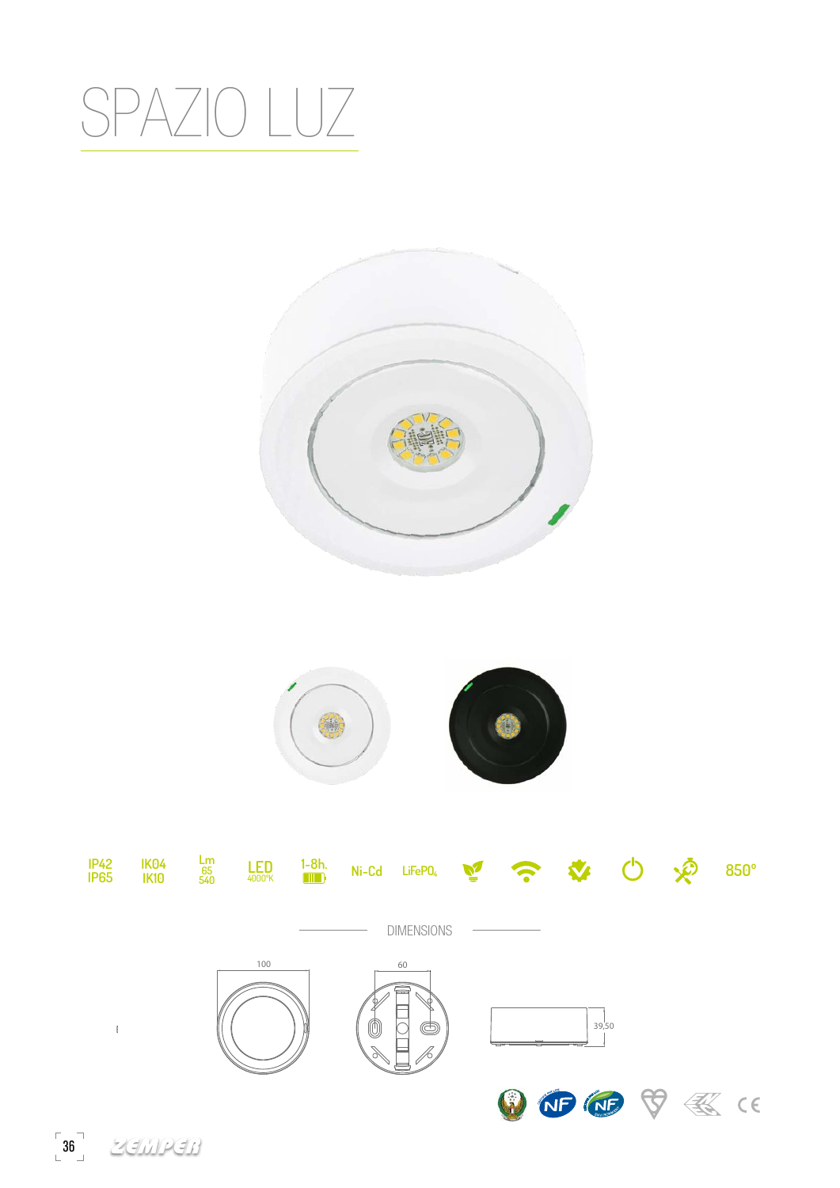# SPAZIO LUZ

IP42 IP65 | IK04 IK10 | Lm 65 540 | LED 4000°K | 1-8h. | Ni-Cd | $LiFePO_4$ | 850°

DIMENSIONS

100

60

39,50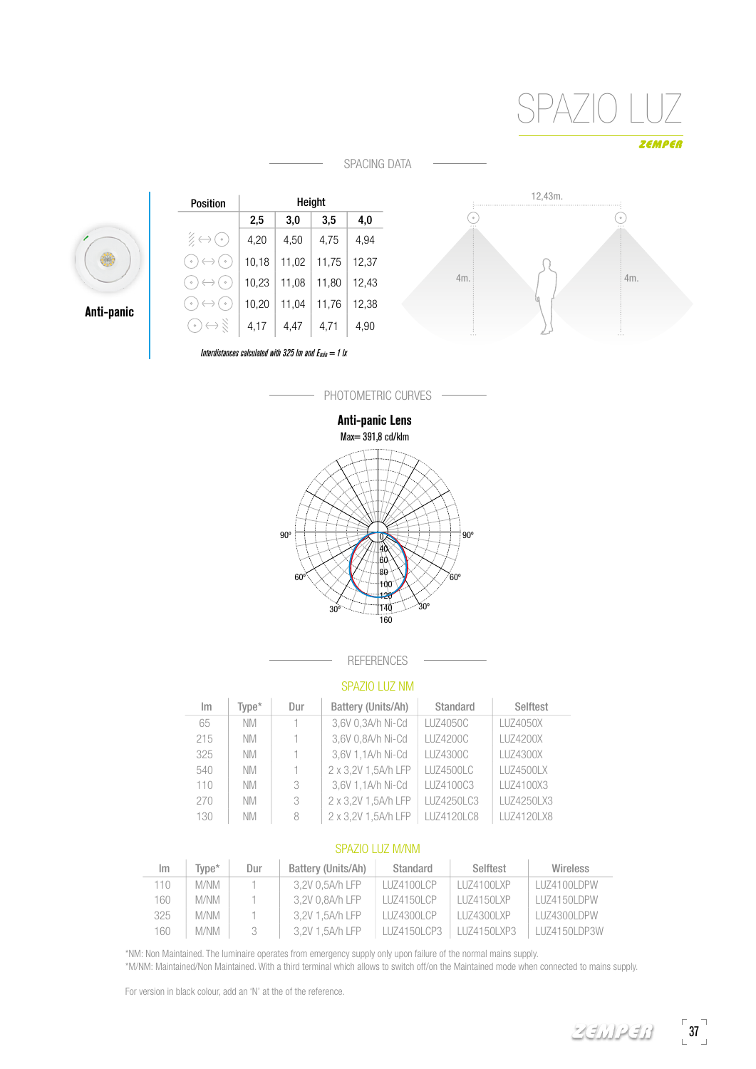# SPAZIO LUZ

## SPACING DATA

**Anti-panic**

| Position | Height | | | |
|---|---|---|---|---|
| | 2,5 | 3,0 | 3,5 | 4,0 |
| wall ↔ ⊙ | 4,20 | 4,50 | 4,75 | 4,94 |
| ⊙ ↔ ⊙ | 10,18 | 11,02 | 11,75 | 12,37 |
| ⊙ ↔ ⊙ | 10,23 | 11,08 | 11,80 | 12,43 |
| ⊙ ↔ ⊙ | 10,20 | 11,04 | 11,76 | 12,38 |
| ⊙ ↔ wall | 4,17 | 4,47 | 4,71 | 4,90 |

*Interdistances calculated with 325 lm and $E_{min}$ = 1 lx*

12,43m.

4m.

4m.

## PHOTOMETRIC CURVES

**Anti-panic Lens**

Max= 391,8 cd/klm

90º 90º 60º 60º 30º 30º 0 40 60 80 100 120 140 160

## REFERENCES

### SPAZIO LUZ NM

| lm | Type* | Dur | Battery (Units/Ah) | Standard | Selftest |
|---|---|---|---|---|---|
| 65 | NM | 1 | 3,6V 0,3A/h Ni-Cd | LUZ4050C | LUZ4050X |
| 215 | NM | 1 | 3,6V 0,8A/h Ni-Cd | LUZ4200C | LUZ4200X |
| 325 | NM | 1 | 3,6V 1,1A/h Ni-Cd | LUZ4300C | LUZ4300X |
| 540 | NM | 1 | 2 x 3,2V 1,5A/h LFP | LUZ4500LC | LUZ4500LX |
| 110 | NM | 3 | 3,6V 1,1A/h Ni-Cd | LUZ4100C3 | LUZ4100X3 |
| 270 | NM | 3 | 2 x 3,2V 1,5A/h LFP | LUZ4250LC3 | LUZ4250LX3 |
| 130 | NM | 8 | 2 x 3,2V 1,5A/h LFP | LUZ4120LC8 | LUZ4120LX8 |

### SPAZIO LUZ M/NM

| lm | Type* | Dur | Battery (Units/Ah) | Standard | Selftest | Wireless |
|---|---|---|---|---|---|---|
| 110 | M/NM | 1 | 3,2V 0,5A/h LFP | LUZ4100LCP | LUZ4100LXP | LUZ4100LDPW |
| 160 | M/NM | 1 | 3,2V 0,8A/h LFP | LUZ4150LCP | LUZ4150LXP | LUZ4150LDPW |
| 325 | M/NM | 1 | 3,2V 1,5A/h LFP | LUZ4300LCP | LUZ4300LXP | LUZ4300LDPW |
| 160 | M/NM | 3 | 3,2V 1,5A/h LFP | LUZ4150LCP3 | LUZ4150LXP3 | LUZ4150LDP3W |

*NM: Non Maintained. The luminaire operates from emergency supply only upon failure of the normal mains supply.
*M/NM: Maintained/Non Maintained. With a third terminal which allows to switch off/on the Maintained mode when connected to mains supply.

For version in black colour, add an 'N' at the of the reference.